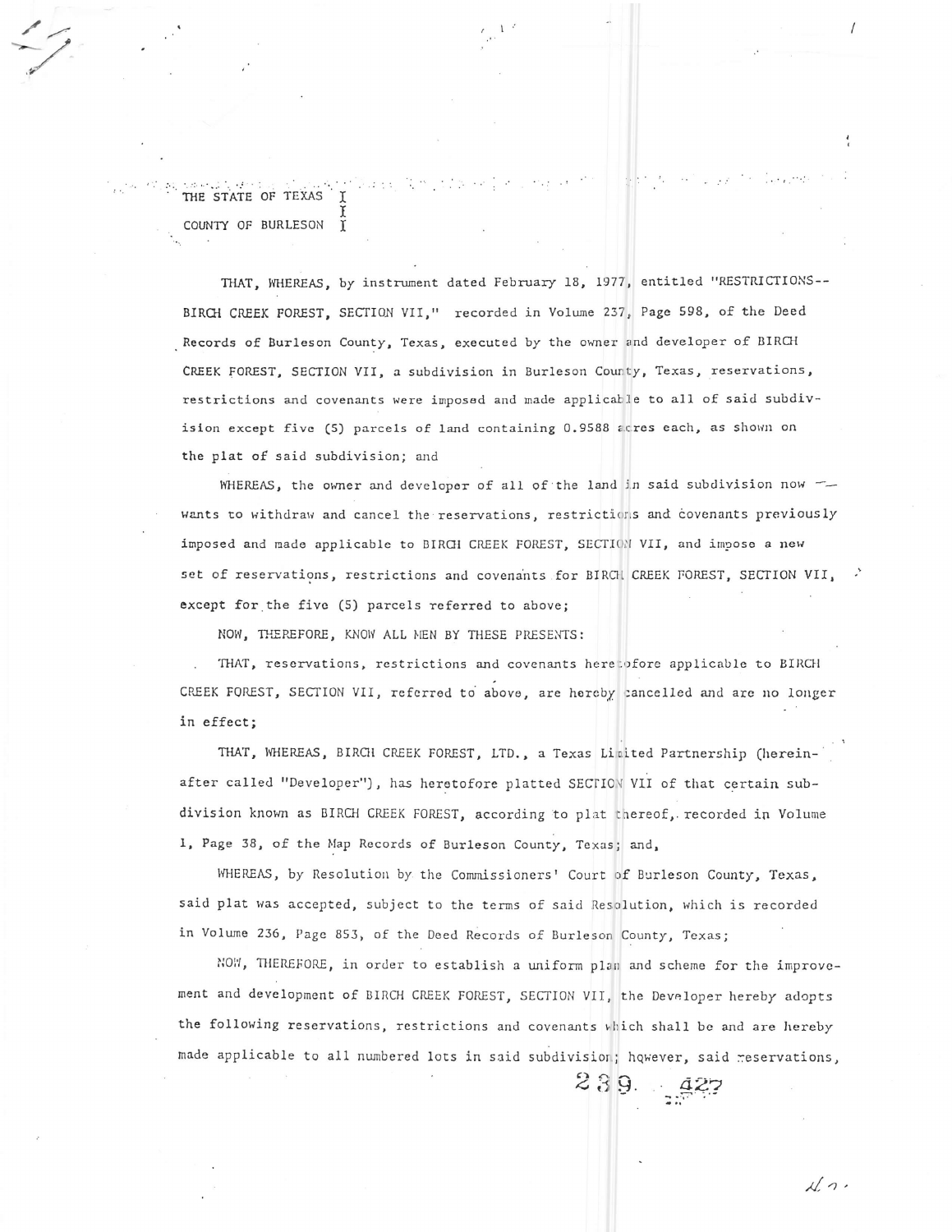THE STATE OF TEXAS I
I
COUNTY OF BURLESON I

THAT, WHEREAS, by instrument dated February 18, 1977, entitled "RESTRICTIONS--BIRCH CREEK FOREST, SECTION VII," recorded in Volume 237, Page 598, of the Deed Records of Burleson County, Texas, executed by the owner and developer of BIRCH CREEK FOREST, SECTION VII, a subdivision in Burleson County, Texas, reservations, restrictions and covenants were imposed and made applicable to all of said subdivision except five (5) parcels of land containing 0.9588 acres each, as shown on the plat of said subdivision; and

WHEREAS, the owner and developer of all of the land in said subdivision now -- wants to withdraw and cancel the reservations, restrictions and covenants previously imposed and made applicable to BIRCH CREEK FOREST, SECTION VII, and impose a new set of reservations, restrictions and covenants for BIRCH CREEK FOREST, SECTION VII, except for the five (5) parcels referred to above;

NOW, THEREFORE, KNOW ALL MEN BY THESE PRESENTS:

THAT, reservations, restrictions and covenants heretofore applicable to BIRCH CREEK FOREST, SECTION VII, referred to above, are hereby cancelled and are no longer in effect;

THAT, WHEREAS, BIRCH CREEK FOREST, LTD., a Texas Limited Partnership (hereinafter called "Developer"), has heretofore platted SECTION VII of that certain subdivision known as BIRCH CREEK FOREST, according to plat thereof, recorded in Volume 1, Page 38, of the Map Records of Burleson County, Texas; and,

WHEREAS, by Resolution by the Commissioners' Court of Burleson County, Texas, said plat was accepted, subject to the terms of said Resolution, which is recorded in Volume 236, Page 853, of the Deed Records of Burleson County, Texas;

NOW, THEREFORE, in order to establish a uniform plan and scheme for the improvement and development of BIRCH CREEK FOREST, SECTION VII, the Developer hereby adopts the following reservations, restrictions and covenants which shall be and are hereby made applicable to all numbered lots in said subdivision; however, said reservations,

239 427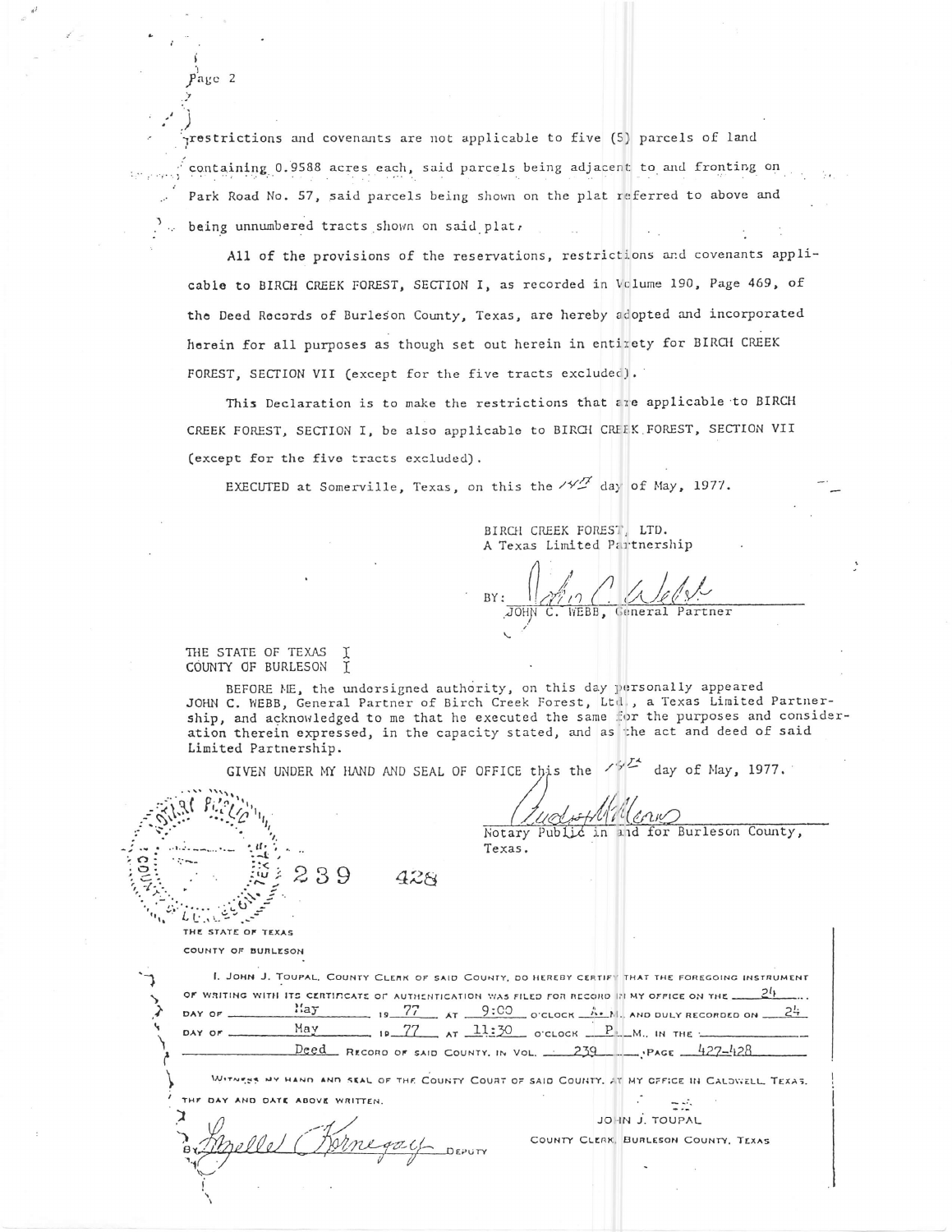restrictions and covenants are not applicable to five (5) parcels of land containing 0.9588 acres each, said parcels being adjacent to and fronting on Park Road No. 57, said parcels being shown on the plat referred to above and being unnumbered tracts shown on said plat.

All of the provisions of the reservations, restrictions and covenants applicable to BIRCH CREEK FOREST, SECTION I, as recorded in Volume 190, Page 469, of the Deed Records of Burleson County, Texas, are hereby adopted and incorporated herein for all purposes as though set out herein in entirety for BIRCH CREEK FOREST, SECTION VII (except for the five tracts excluded).

This Declaration is to make the restrictions that are applicable to BIRCH CREEK FOREST, SECTION I, be also applicable to BIRCH CREEK FOREST, SECTION VII (except for the five tracts excluded).

EXECUTED at Somerville, Texas, on this the 19th day of May, 1977.

BIRCH CREEK FOREST, LTD.
A Texas Limited Partnership

BY: *John C. Webb*
JOHN C. WEBB, General Partner

THE STATE OF TEXAS I
COUNTY OF BURLESON I

BEFORE ME, the undersigned authority, on this day personally appeared JOHN C. WEBB, General Partner of Birch Creek Forest, Ltd., a Texas Limited Partnership, and acknowledged to me that he executed the same for the purposes and consideration therein expressed, in the capacity stated, and as the act and deed of said Limited Partnership.

GIVEN UNDER MY HAND AND SEAL OF OFFICE this the 19th day of May, 1977.

*[signature]*
Notary Public in and for Burleson County, Texas.

239 428

THE STATE OF TEXAS
COUNTY OF BURLESON

I, JOHN J. TOUPAL, COUNTY CLERK OF SAID COUNTY, DO HEREBY CERTIFY THAT THE FOREGOING INSTRUMENT OF WRITING WITH ITS CERTIFICATE OF AUTHENTICATION WAS FILED FOR RECORD IN MY OFFICE ON THE 24 DAY OF May 19 77 AT 9:00 O'CLOCK A. M., AND DULY RECORDED ON 24 DAY OF May 19 77 AT 11:30 O'CLOCK P. M., IN THE Deed RECORD OF SAID COUNTY, IN VOL. 239, PAGE 427-428

WITNESS MY HAND AND SEAL OF THE COUNTY COURT OF SAID COUNTY, AT MY OFFICE IN CALDWELL, TEXAS. THE DAY AND DATE ABOVE WRITTEN.

JOHN J. TOUPAL
COUNTY CLERK, BURLESON COUNTY, TEXAS

BY *Lozelle Kornegay* DEPUTY